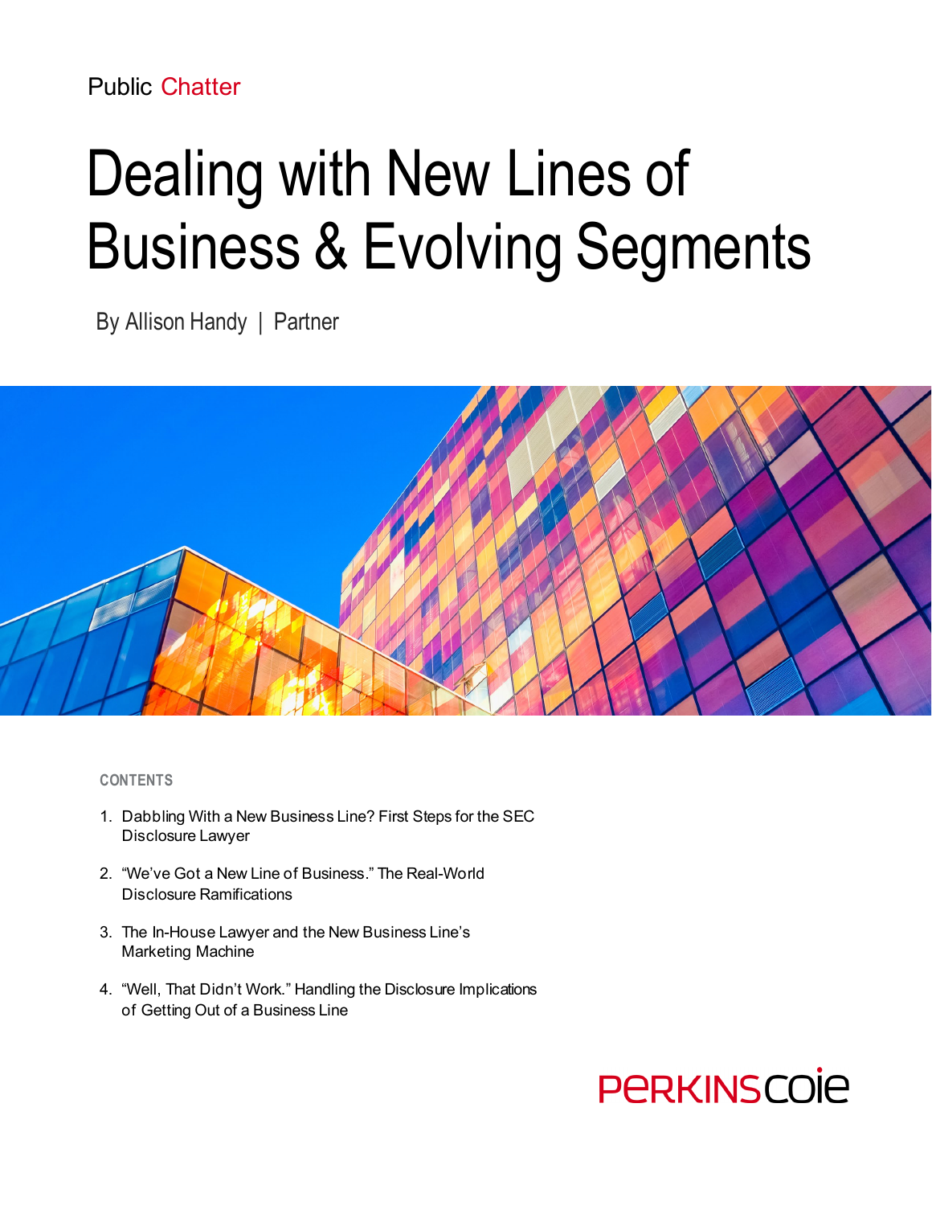Public Chatter

# Dealing with New Lines of Business & Evolving Segments

By Allison Handy | Partner

**CONTENTS**

1. Dabbling With a New Business Line? First Steps for the SEC Disclosure Lawyer
2. "We've Got a New Line of Business." The Real-World Disclosure Ramifications
3. The In-House Lawyer and the New Business Line's Marketing Machine
4. "Well, That Didn't Work." Handling the Disclosure Implications of Getting Out of a Business Line

PERKINSCOIE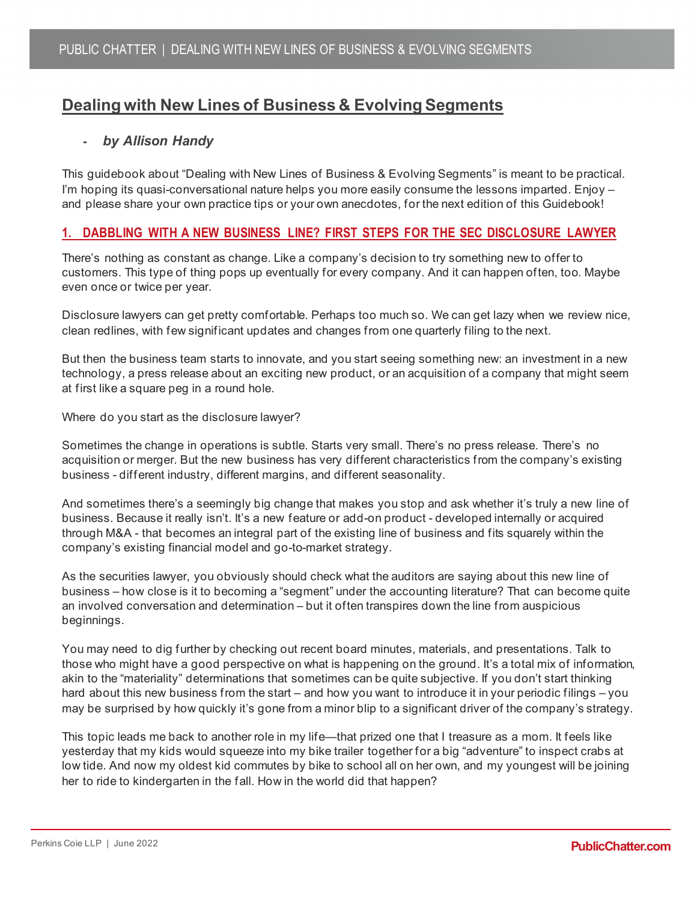# Dealing with New Lines of Business & Evolving Segments

- *by Allison Handy*

This guidebook about "Dealing with New Lines of Business & Evolving Segments" is meant to be practical. I'm hoping its quasi-conversational nature helps you more easily consume the lessons imparted. Enjoy – and please share your own practice tips or your own anecdotes, for the next edition of this Guidebook!

## 1. DABBLING WITH A NEW BUSINESS LINE? FIRST STEPS FOR THE SEC DISCLOSURE LAWYER

There's nothing as constant as change. Like a company's decision to try something new to offer to customers. This type of thing pops up eventually for every company. And it can happen often, too. Maybe even once or twice per year.

Disclosure lawyers can get pretty comfortable. Perhaps too much so. We can get lazy when we review nice, clean redlines, with few significant updates and changes from one quarterly filing to the next.

But then the business team starts to innovate, and you start seeing something new: an investment in a new technology, a press release about an exciting new product, or an acquisition of a company that might seem at first like a square peg in a round hole.

Where do you start as the disclosure lawyer?

Sometimes the change in operations is subtle. Starts very small. There's no press release. There's no acquisition or merger. But the new business has very different characteristics from the company's existing business - different industry, different margins, and different seasonality.

And sometimes there's a seemingly big change that makes you stop and ask whether it's truly a new line of business. Because it really isn't. It's a new feature or add-on product - developed internally or acquired through M&A - that becomes an integral part of the existing line of business and fits squarely within the company's existing financial model and go-to-market strategy.

As the securities lawyer, you obviously should check what the auditors are saying about this new line of business – how close is it to becoming a "segment" under the accounting literature? That can become quite an involved conversation and determination – but it often transpires down the line from auspicious beginnings.

You may need to dig further by checking out recent board minutes, materials, and presentations. Talk to those who might have a good perspective on what is happening on the ground. It's a total mix of information, akin to the "materiality" determinations that sometimes can be quite subjective. If you don't start thinking hard about this new business from the start – and how you want to introduce it in your periodic filings – you may be surprised by how quickly it's gone from a minor blip to a significant driver of the company's strategy.

This topic leads me back to another role in my life—that prized one that I treasure as a mom. It feels like yesterday that my kids would squeeze into my bike trailer together for a big "adventure" to inspect crabs at low tide. And now my oldest kid commutes by bike to school all on her own, and my youngest will be joining her to ride to kindergarten in the fall. How in the world did that happen?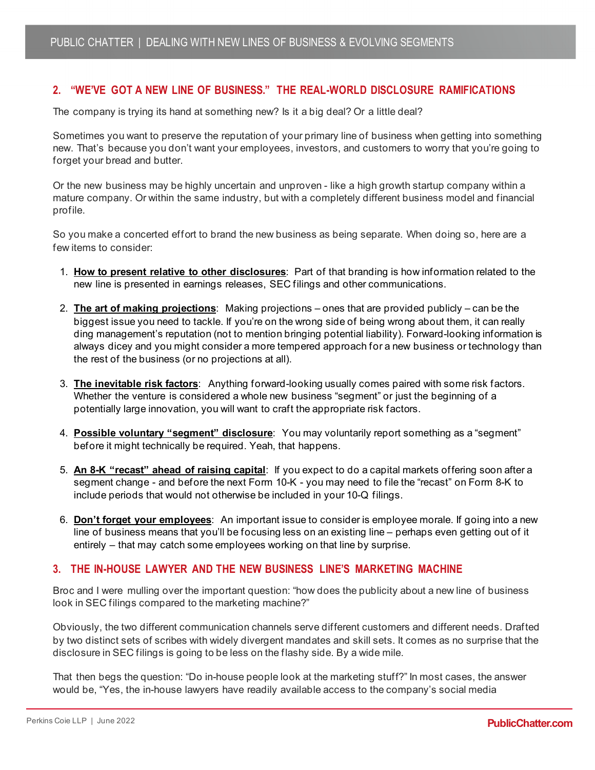## 2. "WE'VE GOT A NEW LINE OF BUSINESS." THE REAL-WORLD DISCLOSURE RAMIFICATIONS

The company is trying its hand at something new? Is it a big deal? Or a little deal?

Sometimes you want to preserve the reputation of your primary line of business when getting into something new. That's because you don't want your employees, investors, and customers to worry that you're going to forget your bread and butter.

Or the new business may be highly uncertain and unproven - like a high growth startup company within a mature company. Or within the same industry, but with a completely different business model and financial profile.

So you make a concerted effort to brand the new business as being separate. When doing so, here are a few items to consider:

1. **How to present relative to other disclosures**: Part of that branding is how information related to the new line is presented in earnings releases, SEC filings and other communications.

2. **The art of making projections**: Making projections – ones that are provided publicly – can be the biggest issue you need to tackle. If you're on the wrong side of being wrong about them, it can really ding management's reputation (not to mention bringing potential liability). Forward-looking information is always dicey and you might consider a more tempered approach for a new business or technology than the rest of the business (or no projections at all).

3. **The inevitable risk factors**: Anything forward-looking usually comes paired with some risk factors. Whether the venture is considered a whole new business "segment" or just the beginning of a potentially large innovation, you will want to craft the appropriate risk factors.

4. **Possible voluntary "segment" disclosure**: You may voluntarily report something as a "segment" before it might technically be required. Yeah, that happens.

5. **An 8-K "recast" ahead of raising capital**: If you expect to do a capital markets offering soon after a segment change - and before the next Form 10-K - you may need to file the "recast" on Form 8-K to include periods that would not otherwise be included in your 10-Q filings.

6. **Don't forget your employees**: An important issue to consider is employee morale. If going into a new line of business means that you'll be focusing less on an existing line – perhaps even getting out of it entirely – that may catch some employees working on that line by surprise.

## 3. THE IN-HOUSE LAWYER AND THE NEW BUSINESS LINE'S MARKETING MACHINE

Broc and I were mulling over the important question: "how does the publicity about a new line of business look in SEC filings compared to the marketing machine?"

Obviously, the two different communication channels serve different customers and different needs. Drafted by two distinct sets of scribes with widely divergent mandates and skill sets. It comes as no surprise that the disclosure in SEC filings is going to be less on the flashy side. By a wide mile.

That then begs the question: "Do in-house people look at the marketing stuff?" In most cases, the answer would be, "Yes, the in-house lawyers have readily available access to the company's social media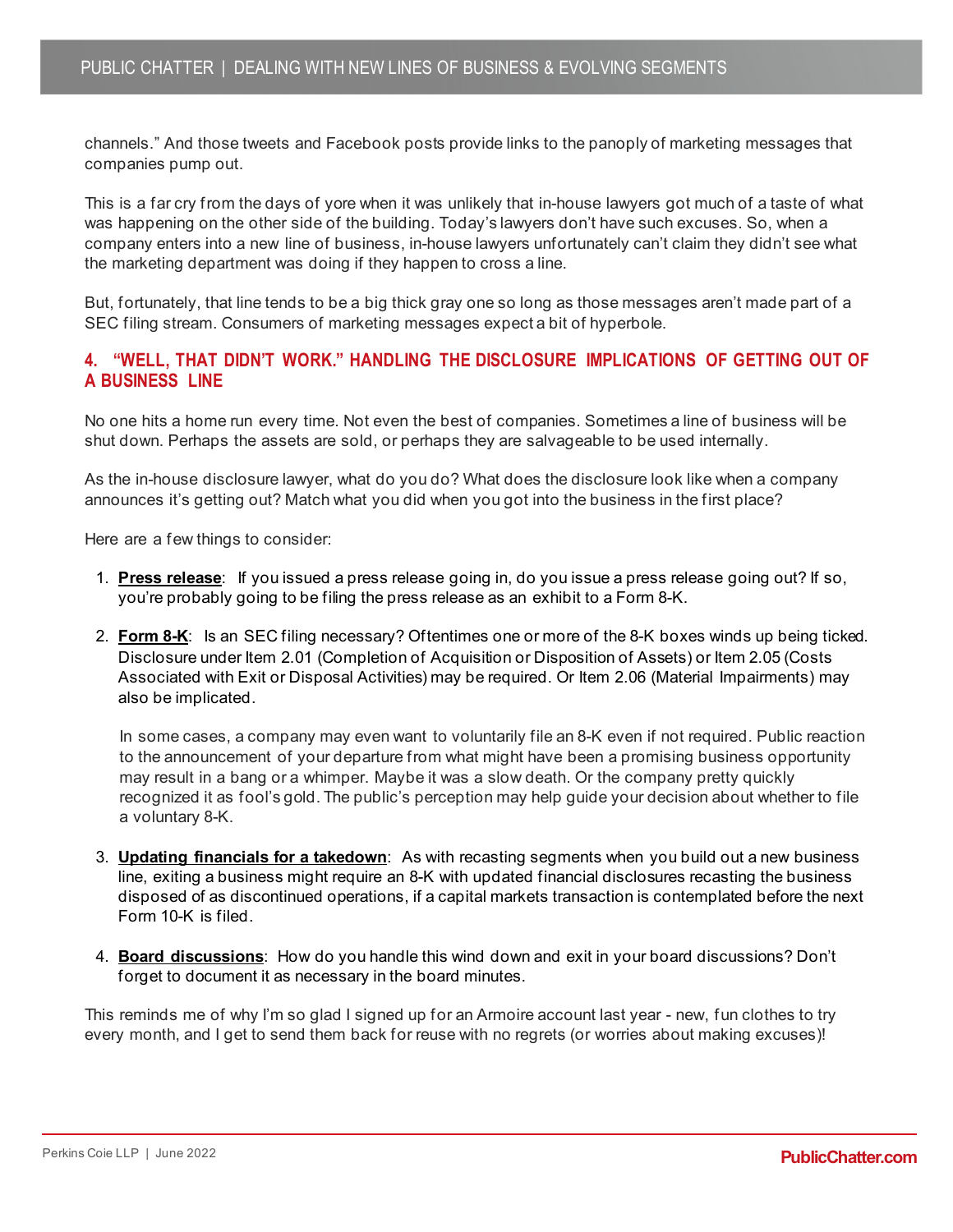channels." And those tweets and Facebook posts provide links to the panoply of marketing messages that companies pump out.

This is a far cry from the days of yore when it was unlikely that in-house lawyers got much of a taste of what was happening on the other side of the building. Today's lawyers don't have such excuses. So, when a company enters into a new line of business, in-house lawyers unfortunately can't claim they didn't see what the marketing department was doing if they happen to cross a line.

But, fortunately, that line tends to be a big thick gray one so long as those messages aren't made part of a SEC filing stream. Consumers of marketing messages expect a bit of hyperbole.

## 4. "WELL, THAT DIDN'T WORK." HANDLING THE DISCLOSURE IMPLICATIONS OF GETTING OUT OF A BUSINESS LINE

No one hits a home run every time. Not even the best of companies. Sometimes a line of business will be shut down. Perhaps the assets are sold, or perhaps they are salvageable to be used internally.

As the in-house disclosure lawyer, what do you do? What does the disclosure look like when a company announces it's getting out? Match what you did when you got into the business in the first place?

Here are a few things to consider:

1. **Press release**: If you issued a press release going in, do you issue a press release going out? If so, you're probably going to be filing the press release as an exhibit to a Form 8-K.

2. **Form 8-K**: Is an SEC filing necessary? Oftentimes one or more of the 8-K boxes winds up being ticked. Disclosure under Item 2.01 (Completion of Acquisition or Disposition of Assets) or Item 2.05 (Costs Associated with Exit or Disposal Activities) may be required. Or Item 2.06 (Material Impairments) may also be implicated.

   In some cases, a company may even want to voluntarily file an 8-K even if not required. Public reaction to the announcement of your departure from what might have been a promising business opportunity may result in a bang or a whimper. Maybe it was a slow death. Or the company pretty quickly recognized it as fool's gold. The public's perception may help guide your decision about whether to file a voluntary 8-K.

3. **Updating financials for a takedown**: As with recasting segments when you build out a new business line, exiting a business might require an 8-K with updated financial disclosures recasting the business disposed of as discontinued operations, if a capital markets transaction is contemplated before the next Form 10-K is filed.

4. **Board discussions**: How do you handle this wind down and exit in your board discussions? Don't forget to document it as necessary in the board minutes.

This reminds me of why I'm so glad I signed up for an Armoire account last year - new, fun clothes to try every month, and I get to send them back for reuse with no regrets (or worries about making excuses)!